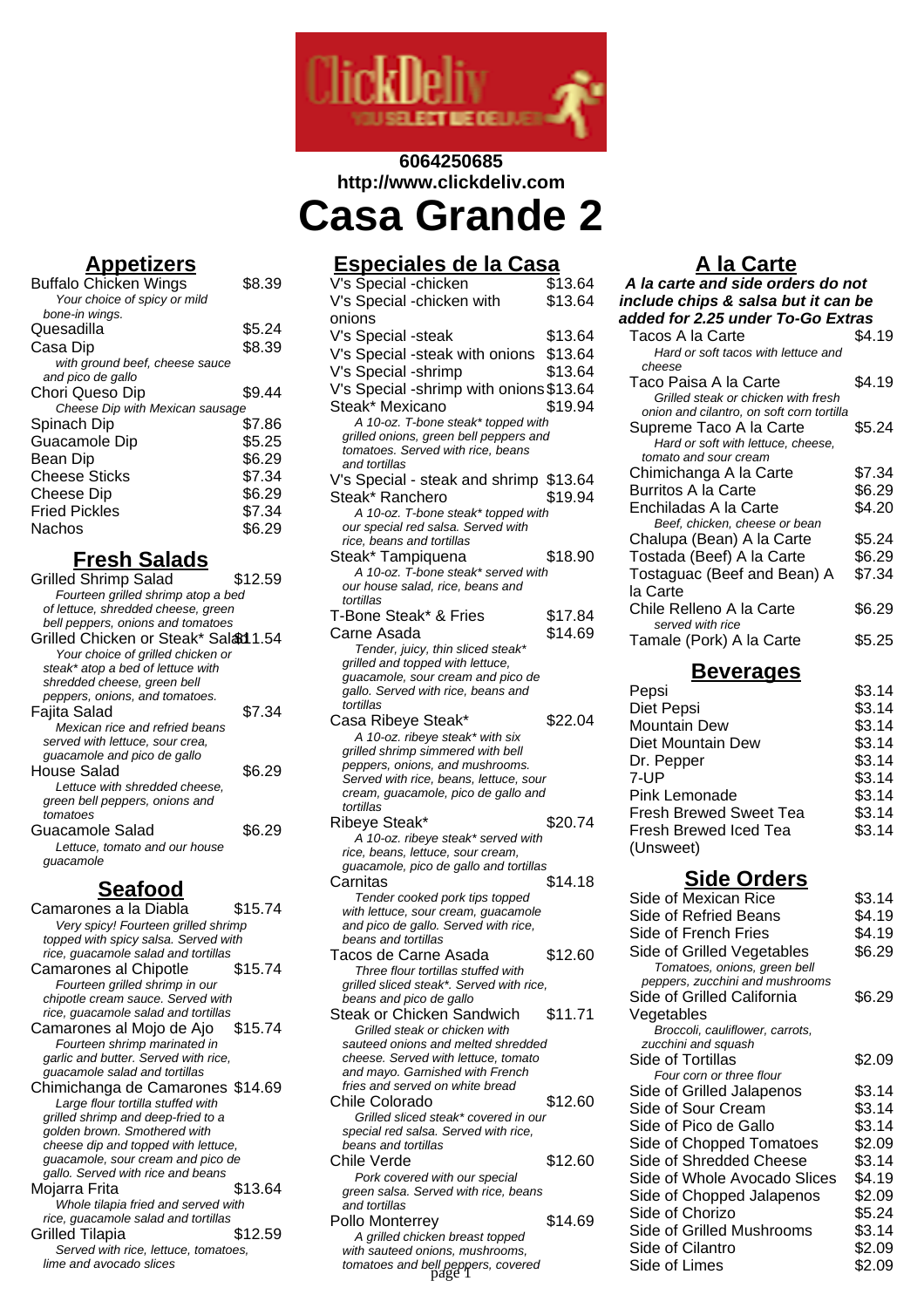6064250685
http://www.clickdeliv.com

# Casa Grande 2

## Appetizers

| Item | Price |
|---|---|
| Buffalo Chicken Wings<br>*Your choice of spicy or mild bone-in wings.* | $8.39 |
| Quesadilla | $5.24 |
| Casa Dip<br>*with ground beef, cheese sauce and pico de gallo* | $8.39 |
| Chori Queso Dip<br>*Cheese Dip with Mexican sausage* | $9.44 |
| Spinach Dip | $7.86 |
| Guacamole Dip | $5.25 |
| Bean Dip | $6.29 |
| Cheese Sticks | $7.34 |
| Cheese Dip | $6.29 |
| Fried Pickles | $7.34 |
| Nachos | $6.29 |

## Fresh Salads

| Item | Price |
|---|---|
| Grilled Shrimp Salad<br>*Fourteen grilled shrimp atop a bed of lettuce, shredded cheese, green bell peppers, onions and tomatoes* | $12.59 |
| Grilled Chicken or Steak* Salad<br>*Your choice of grilled chicken or steak* atop a bed of lettuce with shredded cheese, green bell peppers, onions, and tomatoes.* | $11.54 |
| Fajita Salad<br>*Mexican rice and refried beans served with lettuce, sour crea, guacamole and pico de gallo* | $7.34 |
| House Salad<br>*Lettuce with shredded cheese, green bell peppers, onions and tomatoes* | $6.29 |
| Guacamole Salad<br>*Lettuce, tomato and our house guacamole* | $6.29 |

## Seafood

| Item | Price |
|---|---|
| Camarones a la Diabla<br>*Very spicy! Fourteen grilled shrimp topped with spicy salsa. Served with rice, guacamole salad and tortillas* | $15.74 |
| Camarones al Chipotle<br>*Fourteen grilled shrimp in our chipotle cream sauce. Served with rice, guacamole salad and tortillas* | $15.74 |
| Camarones al Mojo de Ajo<br>*Fourteen shrimp marinated in garlic and butter. Served with rice, guacamole salad and tortillas* | $15.74 |
| Chimichanga de Camarones<br>*Large flour tortilla stuffed with grilled shrimp and deep-fried to a golden brown. Smothered with cheese dip and topped with lettuce, guacamole, sour cream and pico de gallo. Served with rice and beans* | $14.69 |
| Mojarra Frita<br>*Whole tilapia fried and served with rice, guacamole salad and tortillas* | $13.64 |
| Grilled Tilapia<br>*Served with rice, lettuce, tomatoes, lime and avocado slices* | $12.59 |

## Especiales de la Casa

| Item | Price |
|---|---|
| V's Special -chicken | $13.64 |
| V's Special -chicken with onions | $13.64 |
| V's Special -steak | $13.64 |
| V's Special -steak with onions | $13.64 |
| V's Special -shrimp | $13.64 |
| V's Special -shrimp with onions | $13.64 |
| Steak* Mexicano<br>*A 10-oz. T-bone steak* topped with grilled onions, green bell peppers and tomatoes. Served with rice, beans and tortillas* | $19.94 |
| V's Special - steak and shrimp | $13.64 |
| Steak* Ranchero<br>*A 10-oz. T-bone steak* topped with our special red salsa. Served with rice, beans and tortillas* | $19.94 |
| Steak* Tampiquena<br>*A 10-oz. T-bone steak* served with our house salad, rice, beans and tortillas* | $18.90 |
| T-Bone Steak* & Fries | $17.84 |
| Carne Asada<br>*Tender, juicy, thin sliced steak* grilled and topped with lettuce, guacamole, sour cream and pico de gallo. Served with rice, beans and tortillas* | $14.69 |
| Casa Ribeye Steak*<br>*A 10-oz. ribeye steak* with six grilled shrimp simmered with bell peppers, onions, and mushrooms. Served with rice, beans, lettuce, sour cream, guacamole, pico de gallo and tortillas* | $22.04 |
| Ribeye Steak*<br>*A 10-oz. ribeye steak* served with rice, beans, lettuce, sour cream, guacamole, pico de gallo and tortillas* | $20.74 |
| Carnitas<br>*Tender cooked pork tips topped with lettuce, sour cream, guacamole and pico de gallo. Served with rice, beans and tortillas* | $14.18 |
| Tacos de Carne Asada<br>*Three flour tortillas stuffed with grilled sliced steak*. Served with rice, beans and pico de gallo* | $12.60 |
| Steak or Chicken Sandwich<br>*Grilled steak or chicken with sauteed onions and melted shredded cheese. Served with lettuce, tomato and mayo. Garnished with French fries and served on white bread* | $11.71 |
| Chile Colorado<br>*Grilled sliced steak* covered in our special red salsa. Served with rice, beans and tortillas* | $12.60 |
| Chile Verde<br>*Pork covered with our special green salsa. Served with rice, beans and tortillas* | $12.60 |
| Pollo Monterrey<br>*A grilled chicken breast topped with sauteed onions, mushrooms, tomatoes and bell peppers, covered* | $14.69 |

## A la Carte

***A la carte and side orders do not include chips & salsa but it can be added for 2.25 under To-Go Extras***

| Item | Price |
|---|---|
| Tacos A la Carte<br>*Hard or soft tacos with lettuce and cheese* | $4.19 |
| Taco Paisa A la Carte<br>*Grilled steak or chicken with fresh onion and cilantro, on soft corn tortilla* | $4.19 |
| Supreme Taco A la Carte<br>*Hard or soft with lettuce, cheese, tomato and sour cream* | $5.24 |
| Chimichanga (Bean) A la Carte | $7.34 |
| Burritos A la Carte | $6.29 |
| Enchiladas A la Carte<br>*Beef, chicken, cheese or bean* | $4.20 |
| Chalupa (Bean) A la Carte | $5.24 |
| Tostada (Beef) A la Carte | $6.29 |
| Tostaguac (Beef and Bean) A la Carte | $7.34 |
| Chile Relleno A la Carte<br>*served with rice* | $6.29 |
| Tamale (Pork) A la Carte | $5.25 |

## Beverages

| Item | Price |
|---|---|
| Pepsi | $3.14 |
| Diet Pepsi | $3.14 |
| Mountain Dew | $3.14 |
| Diet Mountain Dew | $3.14 |
| Dr. Pepper | $3.14 |
| 7-UP | $3.14 |
| Pink Lemonade | $3.14 |
| Fresh Brewed Sweet Tea | $3.14 |
| Fresh Brewed Iced Tea (Unsweet) | $3.14 |

## Side Orders

| Item | Price |
|---|---|
| Side of Mexican Rice | $3.14 |
| Side of Refried Beans | $4.19 |
| Side of French Fries | $4.19 |
| Side of Grilled Vegetables<br>*Tomatoes, onions, green bell peppers, zucchini and mushrooms* | $6.29 |
| Side of Grilled California Vegetables<br>*Broccoli, cauliflower, carrots, zucchini and squash* | $6.29 |
| Side of Tortillas<br>*Four corn or three flour* | $2.09 |
| Side of Grilled Jalapenos | $3.14 |
| Side of Sour Cream | $3.14 |
| Side of Pico de Gallo | $3.14 |
| Side of Chopped Tomatoes | $2.09 |
| Side of Shredded Cheese | $3.14 |
| Side of Whole Avocado Slices | $4.19 |
| Side of Chopped Jalapenos | $2.09 |
| Side of Chorizo | $5.24 |
| Side of Grilled Mushrooms | $3.14 |
| Side of Cilantro | $2.09 |
| Side of Limes | $2.09 |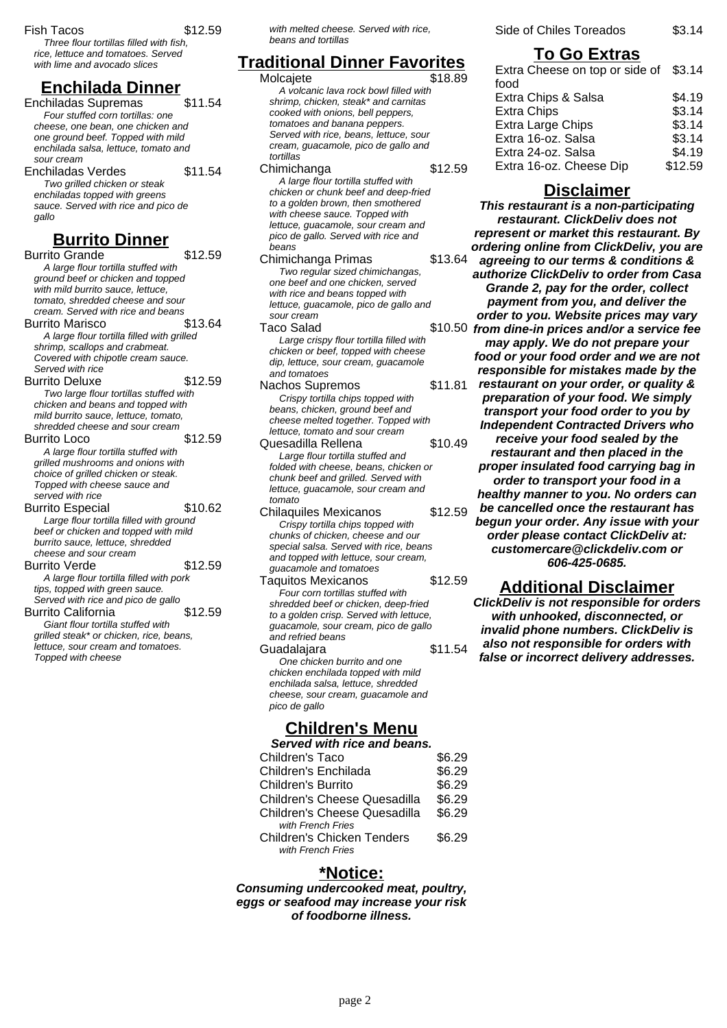Fish Tacos $12.59
*Three flour tortillas filled with fish, rice, lettuce and tomatoes. Served with lime and avocado slices*

## Enchilada Dinner

Enchiladas Supremas $11.54
*Four stuffed corn tortillas: one cheese, one bean, one chicken and one ground beef. Topped with mild enchilada salsa, lettuce, tomato and sour cream*

Enchiladas Verdes $11.54
*Two grilled chicken or steak enchiladas topped with greens sauce. Served with rice and pico de gallo*

## Burrito Dinner

Burrito Grande $12.59
*A large flour tortilla stuffed with ground beef or chicken and topped with mild burrito sauce, lettuce, tomato, shredded cheese and sour cream. Served with rice and beans*

Burrito Marisco $13.64
*A large flour tortilla filled with grilled shrimp, scallops and crabmeat. Covered with chipotle cream sauce. Served with rice*

Burrito Deluxe $12.59
*Two large flour tortillas stuffed with chicken and beans and topped with mild burrito sauce, lettuce, tomato, shredded cheese and sour cream*

Burrito Loco $12.59
*A large flour tortilla stuffed with grilled mushrooms and onions with choice of grilled chicken or steak. Topped with cheese sauce and served with rice*

Burrito Especial $10.62
*Large flour tortilla filled with ground beef or chicken and topped with mild burrito sauce, lettuce, shredded cheese and sour cream*

Burrito Verde $12.59
*A large flour tortilla filled with pork tips, topped with green sauce. Served with rice and pico de gallo*

Burrito California $12.59
*Giant flour tortilla stuffed with grilled steak* or chicken, rice, beans, lettuce, sour cream and tomatoes. Topped with cheese with melted cheese. Served with rice, beans and tortillas*

## Traditional Dinner Favorites

Molcajete $18.89
*A volcanic lava rock bowl filled with shrimp, chicken, steak* and carnitas cooked with onions, bell peppers, tomatoes and banana peppers. Served with rice, beans, lettuce, sour cream, guacamole, pico de gallo and tortillas*

Chimichanga $12.59
*A large flour tortilla stuffed with chicken or chunk beef and deep-fried to a golden brown, then smothered with cheese sauce. Topped with lettuce, guacamole, sour cream and pico de gallo. Served with rice and beans*

Chimichanga Primas $13.64
*Two regular sized chimichangas, one beef and one chicken, served with rice and beans topped with lettuce, guacamole, pico de gallo and sour cream*

Taco Salad $10.50
*Large crispy flour tortilla filled with chicken or beef, topped with cheese dip, lettuce, sour cream, guacamole and tomatoes*

Nachos Supremos $11.81
*Crispy tortilla chips topped with beans, chicken, ground beef and cheese melted together. Topped with lettuce, tomato and sour cream*

Quesadilla Rellena $10.49
*Large flour tortilla stuffed and folded with cheese, beans, chicken or chunk beef and grilled. Served with lettuce, guacamole, sour cream and tomato*

Chilaquiles Mexicanos $12.59
*Crispy tortilla chips topped with chunks of chicken, cheese and our special salsa. Served with rice, beans and topped with lettuce, sour cream, guacamole and tomatoes*

Taquitos Mexicanos $12.59
*Four corn tortillas stuffed with shredded beef or chicken, deep-fried to a golden crisp. Served with lettuce, guacamole, sour cream, pico de gallo and refried beans*

Guadalajara $11.54
*One chicken burrito and one chicken enchilada topped with mild enchilada salsa, lettuce, shredded cheese, sour cream, guacamole and pico de gallo*

## Children's Menu

***Served with rice and beans.***

Children's Taco $6.29

Children's Enchilada $6.29

Children's Burrito $6.29

Children's Cheese Quesadilla $6.29

Children's Cheese Quesadilla $6.29
*with French Fries*

Children's Chicken Tenders $6.29
*with French Fries*

## *Notice:

***Consuming undercooked meat, poultry, eggs or seafood may increase your risk of foodborne illness.***

Side of Chiles Toreados $3.14

## To Go Extras

Extra Cheese on top or side of food $3.14

Extra Chips & Salsa $4.19

Extra Chips $3.14

Extra Large Chips $3.14

Extra 16-oz. Salsa $3.14

Extra 24-oz. Salsa $4.19

Extra 16-oz. Cheese Dip $12.59

## Disclaimer

***This restaurant is a non-participating restaurant. ClickDeliv does not represent or market this restaurant. By ordering online from ClickDeliv, you are agreeing to our terms & conditions & authorize ClickDeliv to order from Casa Grande 2, pay for the order, collect payment from you, and deliver the order to you. Website prices may vary from dine-in prices and/or a service fee may apply. We do not prepare your food or your food order and we are not responsible for mistakes made by the restaurant on your order, or quality & preparation of your food. We simply transport your food order to you by Independent Contracted Drivers who receive your food sealed by the restaurant and then placed in the proper insulated food carrying bag in order to transport your food in a healthy manner to you. No orders can be cancelled once the restaurant has begun your order. Any issue with your order please contact ClickDeliv at: customercare@clickdeliv.com or 606-425-0685.***

## Additional Disclaimer

***ClickDeliv is not responsible for orders with unhooked, disconnected, or invalid phone numbers. ClickDeliv is also not responsible for orders with false or incorrect delivery addresses.***